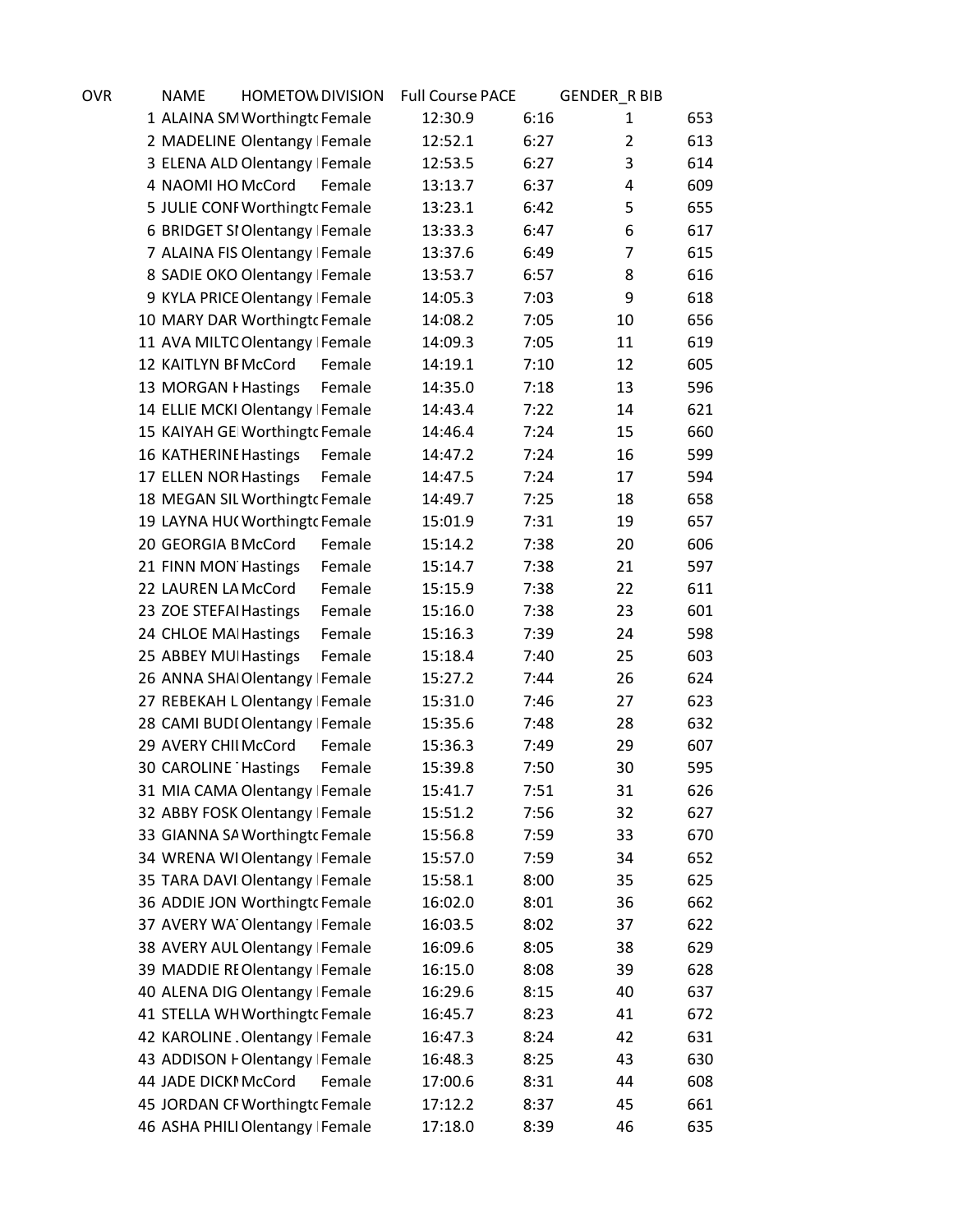| OVR | NAME | HOMETOW | DIVISION | Full Course | PACE | GENDER_R | BIB |
|---|---|---|---|---|---|---|---|
| 1 | ALAINA SM | Worthingto | Female | 12:30.9 | 6:16 | 1 | 653 |
| 2 | MADELINE | Olentangy | Female | 12:52.1 | 6:27 | 2 | 613 |
| 3 | ELENA ALD | Olentangy | Female | 12:53.5 | 6:27 | 3 | 614 |
| 4 | NAOMI HO | McCord | Female | 13:13.7 | 6:37 | 4 | 609 |
| 5 | JULIE CONF | Worthingto | Female | 13:23.1 | 6:42 | 5 | 655 |
| 6 | BRIDGET SI | Olentangy | Female | 13:33.3 | 6:47 | 6 | 617 |
| 7 | ALAINA FIS | Olentangy | Female | 13:37.6 | 6:49 | 7 | 615 |
| 8 | SADIE OKO | Olentangy | Female | 13:53.7 | 6:57 | 8 | 616 |
| 9 | KYLA PRICE | Olentangy | Female | 14:05.3 | 7:03 | 9 | 618 |
| 10 | MARY DAR | Worthingto | Female | 14:08.2 | 7:05 | 10 | 656 |
| 11 | AVA MILTO | Olentangy | Female | 14:09.3 | 7:05 | 11 | 619 |
| 12 | KAITLYN BI | McCord | Female | 14:19.1 | 7:10 | 12 | 605 |
| 13 | MORGAN I | Hastings | Female | 14:35.0 | 7:18 | 13 | 596 |
| 14 | ELLIE MCKI | Olentangy | Female | 14:43.4 | 7:22 | 14 | 621 |
| 15 | KAIYAH GE | Worthingto | Female | 14:46.4 | 7:24 | 15 | 660 |
| 16 | KATHERINE | Hastings | Female | 14:47.2 | 7:24 | 16 | 599 |
| 17 | ELLEN NOR | Hastings | Female | 14:47.5 | 7:24 | 17 | 594 |
| 18 | MEGAN SIL | Worthingto | Female | 14:49.7 | 7:25 | 18 | 658 |
| 19 | LAYNA HU( | Worthingto | Female | 15:01.9 | 7:31 | 19 | 657 |
| 20 | GEORGIA B | McCord | Female | 15:14.2 | 7:38 | 20 | 606 |
| 21 | FINN MON | Hastings | Female | 15:14.7 | 7:38 | 21 | 597 |
| 22 | LAUREN LA | McCord | Female | 15:15.9 | 7:38 | 22 | 611 |
| 23 | ZOE STEFAI | Hastings | Female | 15:16.0 | 7:38 | 23 | 601 |
| 24 | CHLOE MAI | Hastings | Female | 15:16.3 | 7:39 | 24 | 598 |
| 25 | ABBEY MUI | Hastings | Female | 15:18.4 | 7:40 | 25 | 603 |
| 26 | ANNA SHAI | Olentangy | Female | 15:27.2 | 7:44 | 26 | 624 |
| 27 | REBEKAH L | Olentangy | Female | 15:31.0 | 7:46 | 27 | 623 |
| 28 | CAMI BUDI | Olentangy | Female | 15:35.6 | 7:48 | 28 | 632 |
| 29 | AVERY CHII | McCord | Female | 15:36.3 | 7:49 | 29 | 607 |
| 30 | CAROLINE | Hastings | Female | 15:39.8 | 7:50 | 30 | 595 |
| 31 | MIA CAMA | Olentangy | Female | 15:41.7 | 7:51 | 31 | 626 |
| 32 | ABBY FOSK | Olentangy | Female | 15:51.2 | 7:56 | 32 | 627 |
| 33 | GIANNA SA | Worthingto | Female | 15:56.8 | 7:59 | 33 | 670 |
| 34 | WRENA WI | Olentangy | Female | 15:57.0 | 7:59 | 34 | 652 |
| 35 | TARA DAVI | Olentangy | Female | 15:58.1 | 8:00 | 35 | 625 |
| 36 | ADDIE JON | Worthingto | Female | 16:02.0 | 8:01 | 36 | 662 |
| 37 | AVERY WA | Olentangy | Female | 16:03.5 | 8:02 | 37 | 622 |
| 38 | AVERY AUL | Olentangy | Female | 16:09.6 | 8:05 | 38 | 629 |
| 39 | MADDIE RE | Olentangy | Female | 16:15.0 | 8:08 | 39 | 628 |
| 40 | ALENA DIG | Olentangy | Female | 16:29.6 | 8:15 | 40 | 637 |
| 41 | STELLA WH | Worthingto | Female | 16:45.7 | 8:23 | 41 | 672 |
| 42 | KAROLINE | Olentangy | Female | 16:47.3 | 8:24 | 42 | 631 |
| 43 | ADDISON H | Olentangy | Female | 16:48.3 | 8:25 | 43 | 630 |
| 44 | JADE DICKI | McCord | Female | 17:00.6 | 8:31 | 44 | 608 |
| 45 | JORDAN CF | Worthingto | Female | 17:12.2 | 8:37 | 45 | 661 |
| 46 | ASHA PHILI | Olentangy | Female | 17:18.0 | 8:39 | 46 | 635 |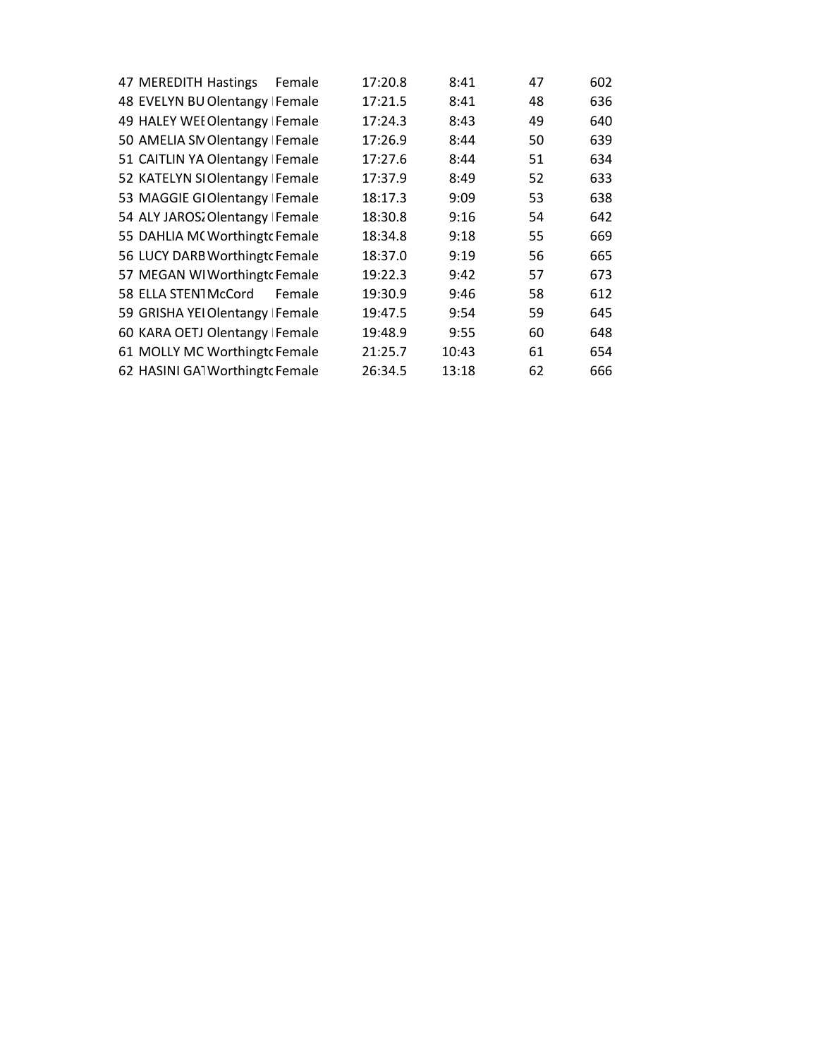| | | | | | | | |
|---|---|---|---|---|---|---|---|
| 47 | MEREDITH | Hastings | Female | 17:20.8 | 8:41 | 47 | 602 |
| 48 | EVELYN BU | Olentangy | Female | 17:21.5 | 8:41 | 48 | 636 |
| 49 | HALEY WEE | Olentangy | Female | 17:24.3 | 8:43 | 49 | 640 |
| 50 | AMELIA SN | Olentangy | Female | 17:26.9 | 8:44 | 50 | 639 |
| 51 | CAITLIN YA | Olentangy | Female | 17:27.6 | 8:44 | 51 | 634 |
| 52 | KATELYN SI | Olentangy | Female | 17:37.9 | 8:49 | 52 | 633 |
| 53 | MAGGIE GI | Olentangy | Female | 18:17.3 | 9:09 | 53 | 638 |
| 54 | ALY JAROSZ | Olentangy | Female | 18:30.8 | 9:16 | 54 | 642 |
| 55 | DAHLIA MC | Worthingtc | Female | 18:34.8 | 9:18 | 55 | 669 |
| 56 | LUCY DARB | Worthingtc | Female | 18:37.0 | 9:19 | 56 | 665 |
| 57 | MEGAN WI | Worthingtc | Female | 19:22.3 | 9:42 | 57 | 673 |
| 58 | ELLA STENT | McCord | Female | 19:30.9 | 9:46 | 58 | 612 |
| 59 | GRISHA YEI | Olentangy | Female | 19:47.5 | 9:54 | 59 | 645 |
| 60 | KARA OETJ | Olentangy | Female | 19:48.9 | 9:55 | 60 | 648 |
| 61 | MOLLY MC | Worthingtc | Female | 21:25.7 | 10:43 | 61 | 654 |
| 62 | HASINI GAT | Worthingtc | Female | 26:34.5 | 13:18 | 62 | 666 |